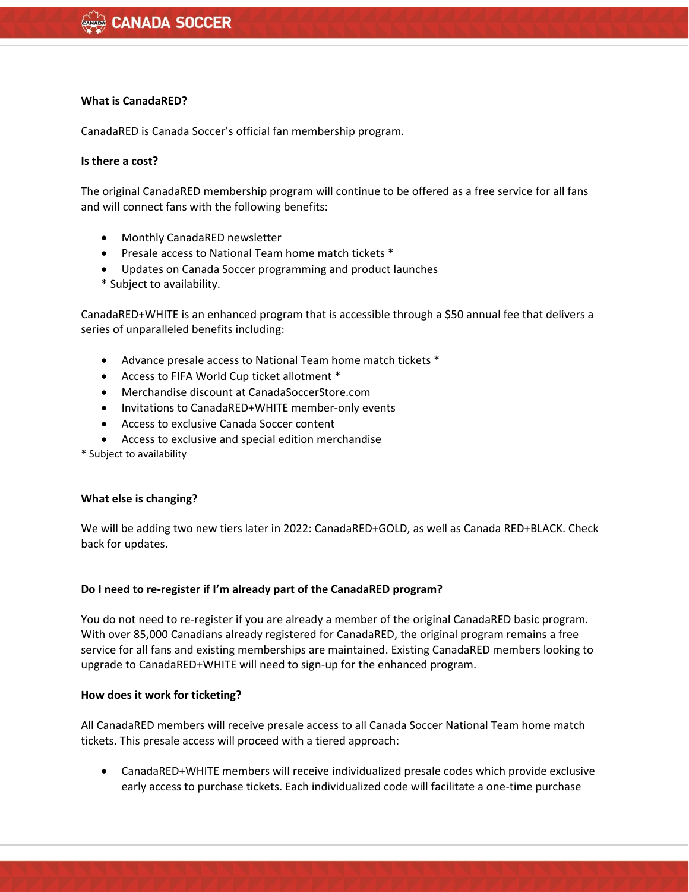**What is CanadaRED?**

CanadaRED is Canada Soccer's official fan membership program.

**Is there a cost?**

The original CanadaRED membership program will continue to be offered as a free service for all fans and will connect fans with the following benefits:

- Monthly CanadaRED newsletter
- Presale access to National Team home match tickets *
- Updates on Canada Soccer programming and product launches

* Subject to availability.

CanadaRED+WHITE is an enhanced program that is accessible through a $50 annual fee that delivers a series of unparalleled benefits including:

- Advance presale access to National Team home match tickets *
- Access to FIFA World Cup ticket allotment *
- Merchandise discount at CanadaSoccerStore.com
- Invitations to CanadaRED+WHITE member-only events
- Access to exclusive Canada Soccer content
- Access to exclusive and special edition merchandise

* Subject to availability

**What else is changing?**

We will be adding two new tiers later in 2022: CanadaRED+GOLD, as well as Canada RED+BLACK. Check back for updates.

**Do I need to re-register if I'm already part of the CanadaRED program?**

You do not need to re-register if you are already a member of the original CanadaRED basic program. With over 85,000 Canadians already registered for CanadaRED, the original program remains a free service for all fans and existing memberships are maintained. Existing CanadaRED members looking to upgrade to CanadaRED+WHITE will need to sign-up for the enhanced program.

**How does it work for ticketing?**

All CanadaRED members will receive presale access to all Canada Soccer National Team home match tickets. This presale access will proceed with a tiered approach:

- CanadaRED+WHITE members will receive individualized presale codes which provide exclusive early access to purchase tickets. Each individualized code will facilitate a one-time purchase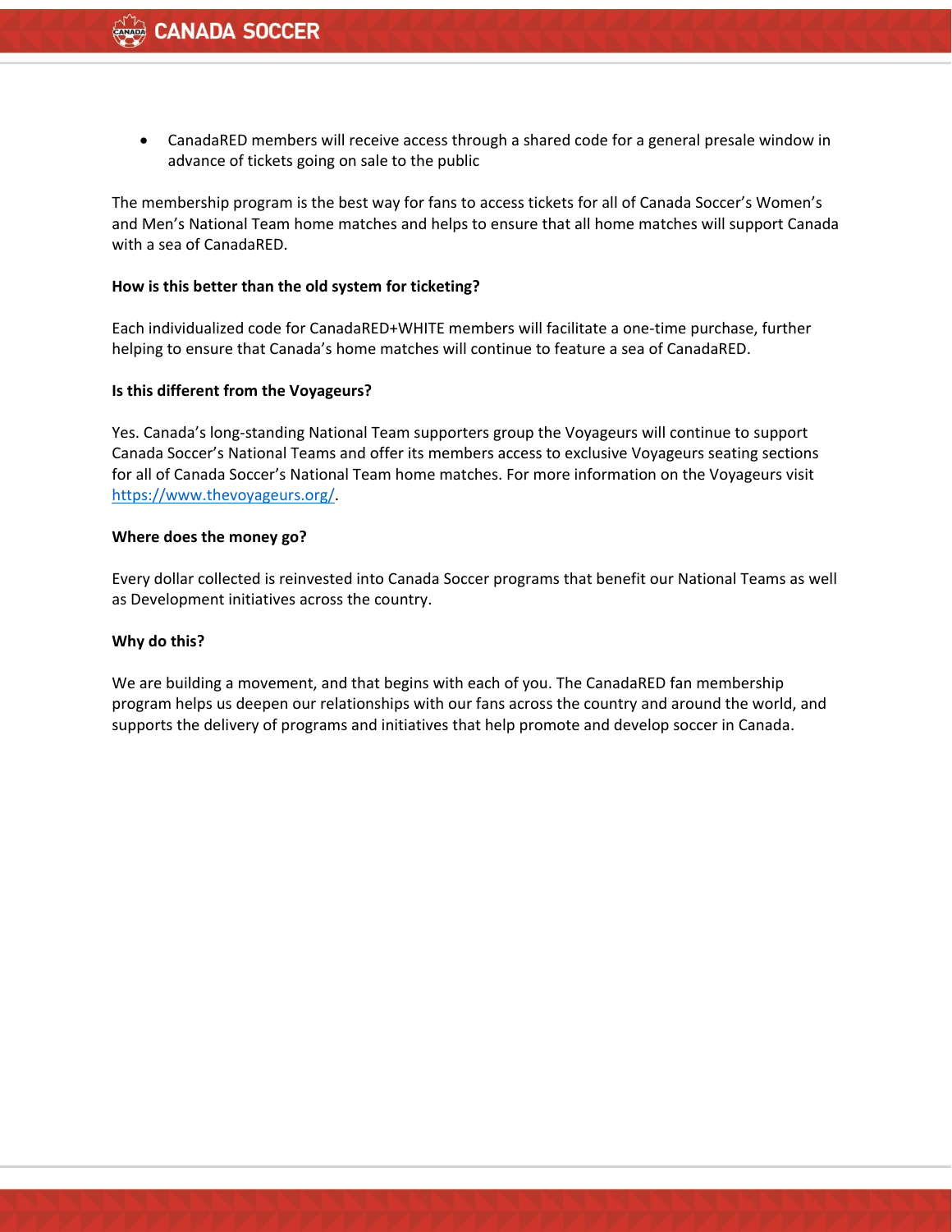- CanadaRED members will receive access through a shared code for a general presale window in advance of tickets going on sale to the public

The membership program is the best way for fans to access tickets for all of Canada Soccer's Women's and Men's National Team home matches and helps to ensure that all home matches will support Canada with a sea of CanadaRED.

**How is this better than the old system for ticketing?**

Each individualized code for CanadaRED+WHITE members will facilitate a one-time purchase, further helping to ensure that Canada's home matches will continue to feature a sea of CanadaRED.

**Is this different from the Voyageurs?**

Yes. Canada's long-standing National Team supporters group the Voyageurs will continue to support Canada Soccer's National Teams and offer its members access to exclusive Voyageurs seating sections for all of Canada Soccer's National Team home matches. For more information on the Voyageurs visit [https://www.thevoyageurs.org/](https://www.thevoyageurs.org/).

**Where does the money go?**

Every dollar collected is reinvested into Canada Soccer programs that benefit our National Teams as well as Development initiatives across the country.

**Why do this?**

We are building a movement, and that begins with each of you. The CanadaRED fan membership program helps us deepen our relationships with our fans across the country and around the world, and supports the delivery of programs and initiatives that help promote and develop soccer in Canada.